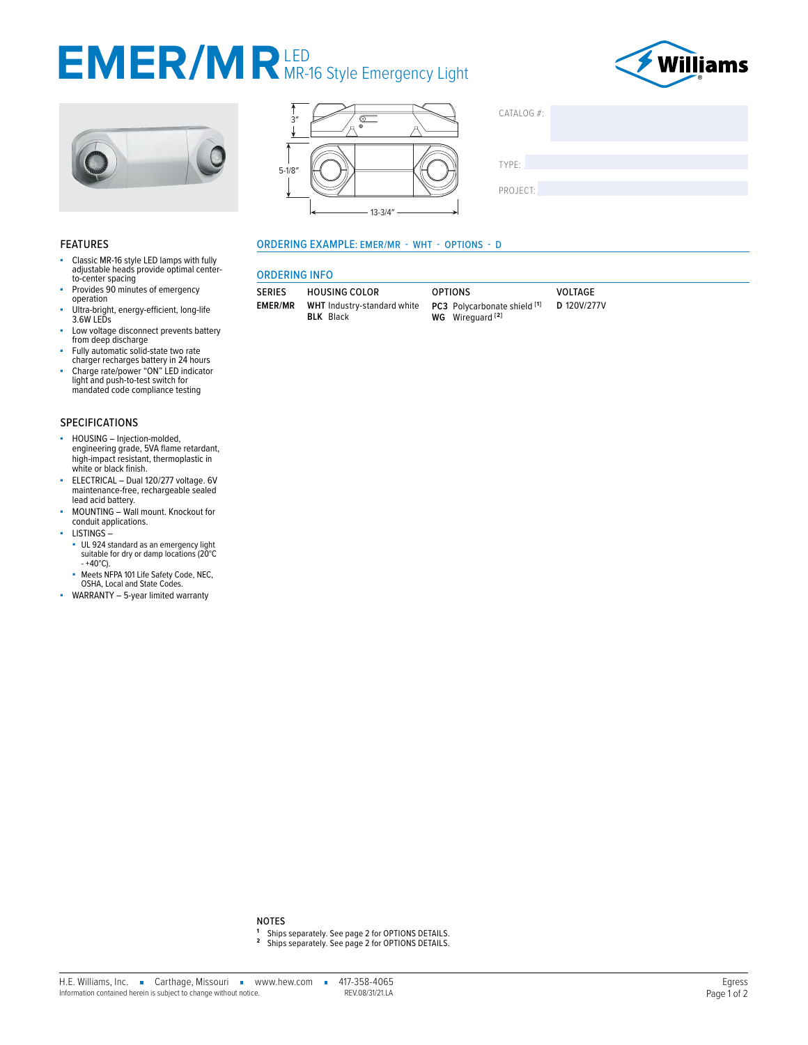# EMER/MR LED MR-16 Style Emergency Light

CATALOG #:

TYPE:

PROJECT:

## FEATURES

- Classic MR-16 style LED lamps with fully adjustable heads provide optimal center-to-center spacing
- Provides 90 minutes of emergency operation
- Ultra-bright, energy-efficient, long-life 3.6W LEDs
- Low voltage disconnect prevents battery from deep discharge
- Fully automatic solid-state two rate charger recharges battery in 24 hours
- Charge rate/power "ON" LED indicator light and push-to-test switch for mandated code compliance testing

## SPECIFICATIONS

- HOUSING – Injection-molded, engineering grade, 5VA flame retardant, high-impact resistant, thermoplastic in white or black finish.
- ELECTRICAL – Dual 120/277 voltage. 6V maintenance-free, rechargeable sealed lead acid battery.
- MOUNTING – Wall mount. Knockout for conduit applications.
- LISTINGS –
  - UL 924 standard as an emergency light suitable for dry or damp locations (20°C - +40°C).
  - Meets NFPA 101 Life Safety Code, NEC, OSHA, Local and State Codes.
- WARRANTY – 5-year limited warranty

## ORDERING EXAMPLE: EMER/MR - WHT - OPTIONS - D

## ORDERING INFO

| SERIES | HOUSING COLOR | OPTIONS | VOLTAGE |
|---|---|---|---|
| **EMER/MR** | **WHT** Industry-standard white<br>**BLK** Black | **PC3** Polycarbonate shield [1]<br>**WG** Wireguard [2] | **D** 120V/277V |

NOTES

[1] Ships separately. See page 2 for OPTIONS DETAILS.
[2] Ships separately. See page 2 for OPTIONS DETAILS.

H.E. Williams, Inc. ▪ Carthage, Missouri ▪ www.hew.com ▪ 417-358-4065

Information contained herein is subject to change without notice. REV.08/31/21.LA

Egress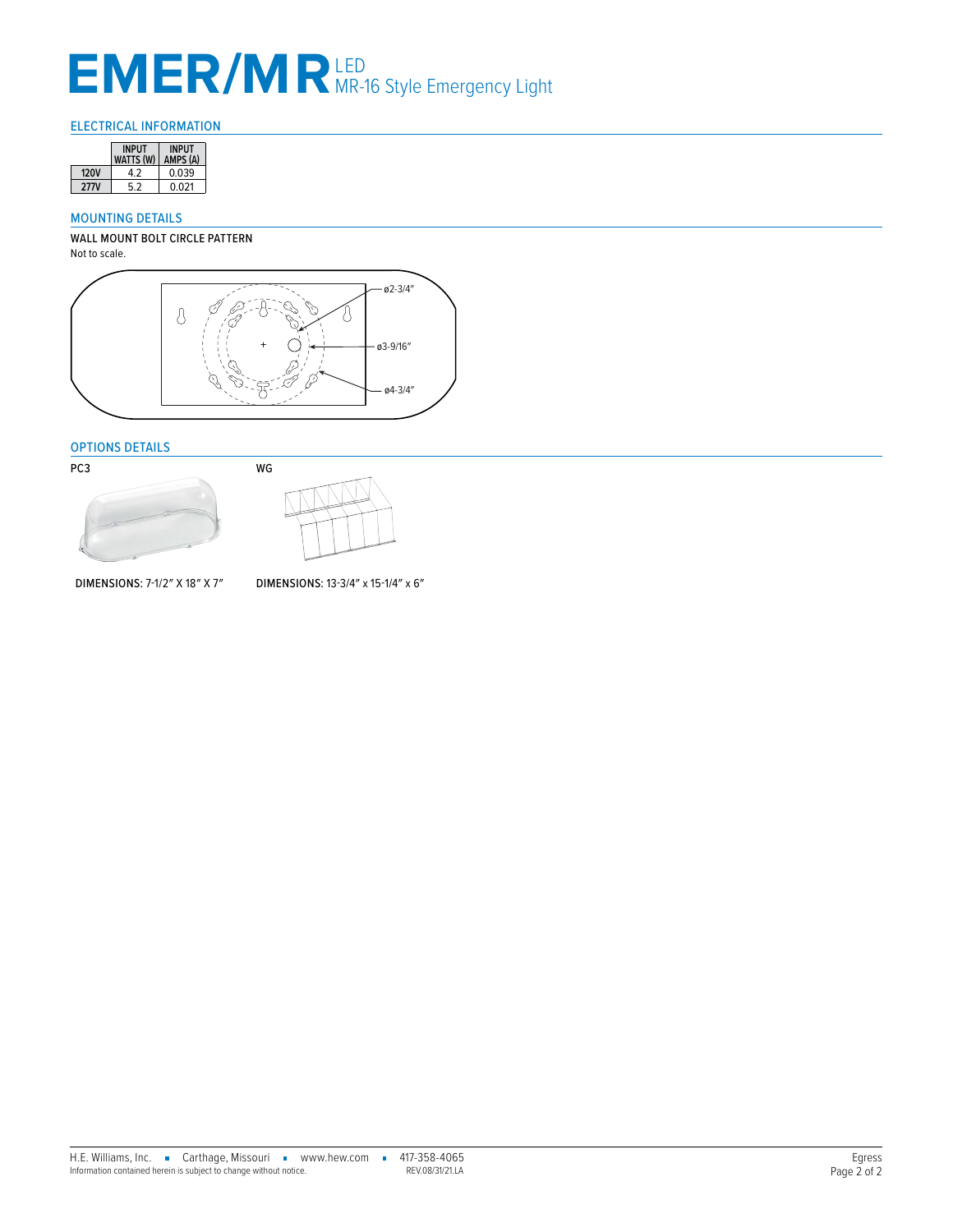# EMER/MR LED MR-16 Style Emergency Light

## ELECTRICAL INFORMATION

| | INPUT WATTS (W) | INPUT AMPS (A) |
|---|---|---|
| 120V | 4.2 | 0.039 |
| 277V | 5.2 | 0.021 |

## MOUNTING DETAILS

WALL MOUNT BOLT CIRCLE PATTERN

Not to scale.

ø2-3/4"

ø3-9/16"

ø4-3/4"

## OPTIONS DETAILS

PC3

DIMENSIONS: 7-1/2" X 18" X 7"

WG

DIMENSIONS: 13-3/4" x 15-1/4" x 6"

H.E. Williams, Inc. ▪ Carthage, Missouri ▪ www.hew.com ▪ 417-358-4065

Information contained herein is subject to change without notice. REV.08/31/21.LA

Egress